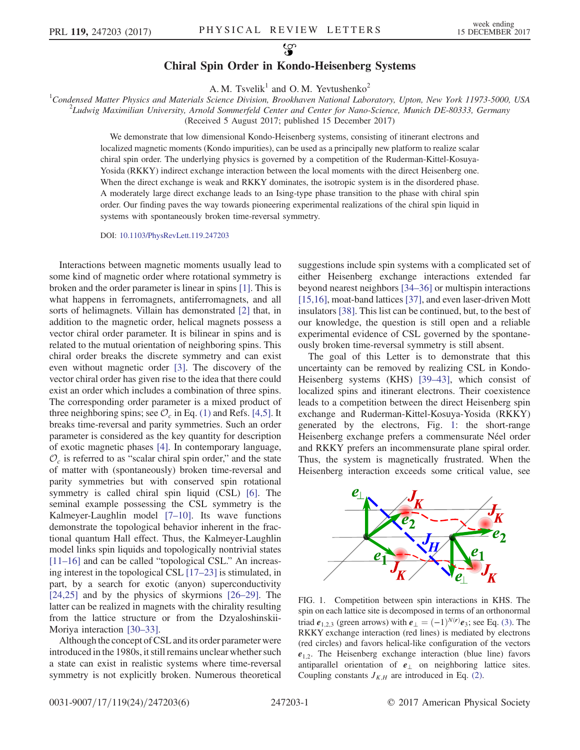# Chiral Spin Order in Kondo-Heisenberg Systems

A. M. Tsvelik[1] and O. M. Yevtushenko[2]

[1]Condensed Matter Physics and Materials Science Division, Brookhaven National Laboratory, Upton, New York 11973-5000, USA

[2]Ludwig Maximilian University, Arnold Sommerfeld Center and Center for Nano-Science, Munich DE-80333, Germany

(Received 5 August 2017; published 15 December 2017)

We demonstrate that low dimensional Kondo-Heisenberg systems, consisting of itinerant electrons and localized magnetic moments (Kondo impurities), can be used as a principally new platform to realize scalar chiral spin order. The underlying physics is governed by a competition of the Ruderman-Kittel-Kosuya-Yosida (RKKY) indirect exchange interaction between the local moments with the direct Heisenberg one. When the direct exchange is weak and RKKY dominates, the isotropic system is in the disordered phase. A moderately large direct exchange leads to an Ising-type phase transition to the phase with chiral spin order. Our finding paves the way towards pioneering experimental realizations of the chiral spin liquid in systems with spontaneously broken time-reversal symmetry.

DOI: 10.1103/PhysRevLett.119.247203

Interactions between magnetic moments usually lead to some kind of magnetic order where rotational symmetry is broken and the order parameter is linear in spins [1]. This is what happens in ferromagnets, antiferromagnets, and all sorts of helimagnets. Villain has demonstrated [2] that, in addition to the magnetic order, helical magnets possess a vector chiral order parameter. It is bilinear in spins and is related to the mutual orientation of neighboring spins. This chiral order breaks the discrete symmetry and can exist even without magnetic order [3]. The discovery of the vector chiral order has given rise to the idea that there could exist an order which includes a combination of three spins. The corresponding order parameter is a mixed product of three neighboring spins; see $\mathcal{O}_c$ in Eq. (1) and Refs. [4,5]. It breaks time-reversal and parity symmetries. Such an order parameter is considered as the key quantity for description of exotic magnetic phases [4]. In contemporary language, $\mathcal{O}_c$ is referred to as "scalar chiral spin order," and the state of matter with (spontaneously) broken time-reversal and parity symmetries but with conserved spin rotational symmetry is called chiral spin liquid (CSL) [6]. The seminal example possessing the CSL symmetry is the Kalmeyer-Laughlin model [7–10]. Its wave functions demonstrate the topological behavior inherent in the fractional quantum Hall effect. Thus, the Kalmeyer-Laughlin model links spin liquids and topologically nontrivial states [11–16] and can be called "topological CSL." An increasing interest in the topological CSL [17–23] is stimulated, in part, by a search for exotic (anyon) superconductivity [24,25] and by the physics of skyrmions [26–29]. The latter can be realized in magnets with the chirality resulting from the lattice structure or from the Dzyaloshinskii-Moriya interaction [30–33].

Although the concept of CSL and its order parameter were introduced in the 1980s, it still remains unclear whether such a state can exist in realistic systems where time-reversal symmetry is not explicitly broken. Numerous theoretical suggestions include spin systems with a complicated set of either Heisenberg exchange interactions extended far beyond nearest neighbors [34–36] or multispin interactions [15,16], moat-band lattices [37], and even laser-driven Mott insulators [38]. This list can be continued, but, to the best of our knowledge, the question is still open and a reliable experimental evidence of CSL governed by the spontaneously broken time-reversal symmetry is still absent.

The goal of this Letter is to demonstrate that this uncertainty can be removed by realizing CSL in Kondo-Heisenberg systems (KHS) [39–43], which consist of localized spins and itinerant electrons. Their coexistence leads to a competition between the direct Heisenberg spin exchange and Ruderman-Kittel-Kosuya-Yosida (RKKY) generated by the electrons, Fig. 1: the short-range Heisenberg exchange prefers a commensurate Néel order and RKKY prefers an incommensurate plane spiral order. Thus, the system is magnetically frustrated. When the Heisenberg interaction exceeds some critical value, see

FIG. 1. Competition between spin interactions in KHS. The spin on each lattice site is decomposed in terms of an orthonormal triad $\mathbf{e}_{1,2,3}$ (green arrows) with $\mathbf{e}_\perp = (-1)^{N(r)}\mathbf{e}_3$; see Eq. (3). The RKKY exchange interaction (red lines) is mediated by electrons (red circles) and favors helical-like configuration of the vectors $\mathbf{e}_{1,2}$. The Heisenberg exchange interaction (blue line) favors antiparallel orientation of $\mathbf{e}_\perp$ on neighboring lattice sites. Coupling constants $J_{K,H}$ are introduced in Eq. (2).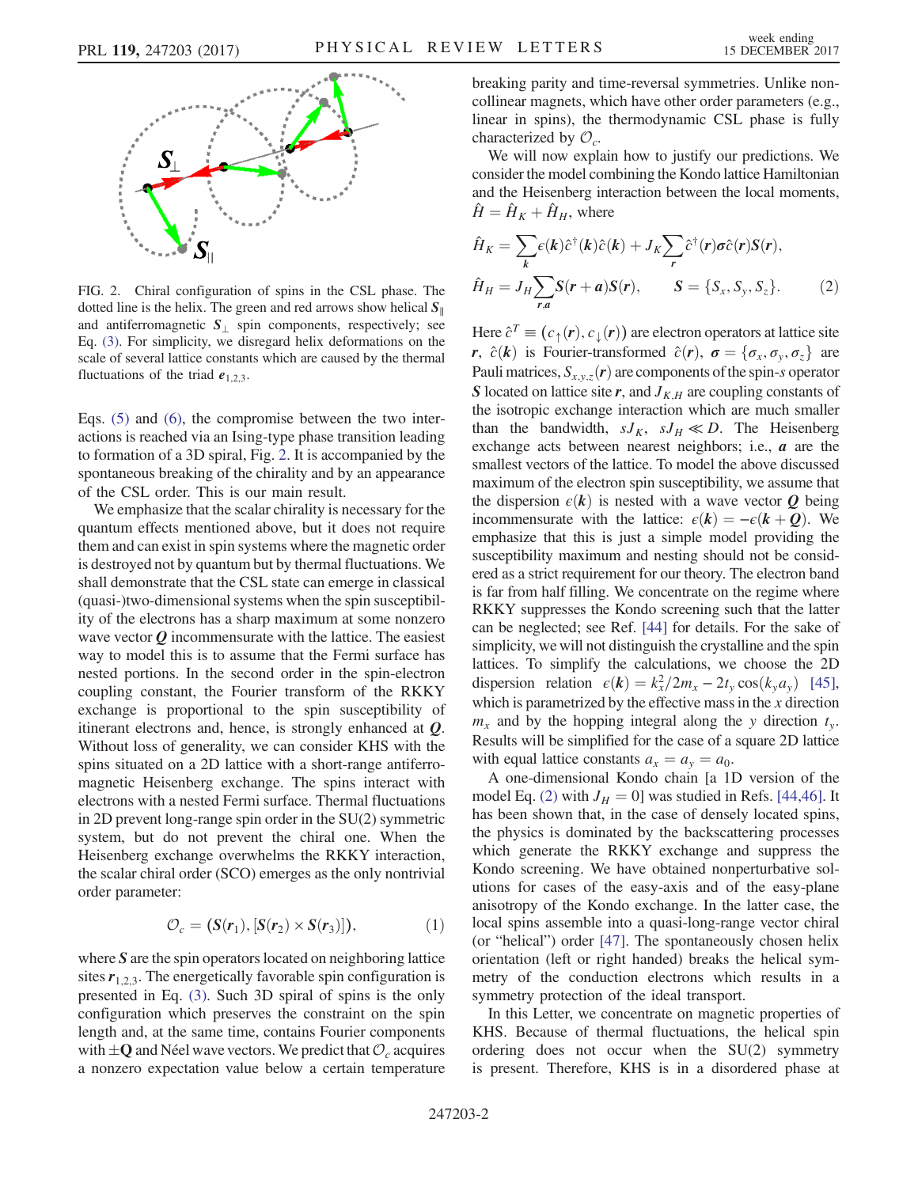FIG. 2. Chiral configuration of spins in the CSL phase. The dotted line is the helix. The green and red arrows show helical $S_{\parallel}$ and antiferromagnetic $S_{\perp}$ spin components, respectively; see Eq. (3). For simplicity, we disregard helix deformations on the scale of several lattice constants which are caused by the thermal fluctuations of the triad $e_{1,2,3}$.

Eqs. (5) and (6), the compromise between the two interactions is reached via an Ising-type phase transition leading to formation of a 3D spiral, Fig. 2. It is accompanied by the spontaneous breaking of the chirality and by an appearance of the CSL order. This is our main result.

We emphasize that the scalar chirality is necessary for the quantum effects mentioned above, but it does not require them and can exist in spin systems where the magnetic order is destroyed not by quantum but by thermal fluctuations. We shall demonstrate that the CSL state can emerge in classical (quasi-)two-dimensional systems when the spin susceptibility of the electrons has a sharp maximum at some nonzero wave vector $\boldsymbol{Q}$ incommensurate with the lattice. The easiest way to model this is to assume that the Fermi surface has nested portions. In the second order in the spin-electron coupling constant, the Fourier transform of the RKKY exchange is proportional to the spin susceptibility of itinerant electrons and, hence, is strongly enhanced at $\boldsymbol{Q}$. Without loss of generality, we can consider KHS with the spins situated on a 2D lattice with a short-range antiferromagnetic Heisenberg exchange. The spins interact with electrons with a nested Fermi surface. Thermal fluctuations in 2D prevent long-range spin order in the SU(2) symmetric system, but do not prevent the chiral one. When the Heisenberg exchange overwhelms the RKKY interaction, the scalar chiral order (SCO) emerges as the only nontrivial order parameter:

$$\mathcal{O}_c = (\boldsymbol{S}(\boldsymbol{r}_1), [\boldsymbol{S}(\boldsymbol{r}_2) \times \boldsymbol{S}(\boldsymbol{r}_3)]), \tag{1}$$

where $\boldsymbol{S}$ are the spin operators located on neighboring lattice sites $\boldsymbol{r}_{1,2,3}$. The energetically favorable spin configuration is presented in Eq. (3). Such 3D spiral of spins is the only configuration which preserves the constraint on the spin length and, at the same time, contains Fourier components with $\pm\mathbf{Q}$ and Néel wave vectors. We predict that $\mathcal{O}_c$ acquires a nonzero expectation value below a certain temperature breaking parity and time-reversal symmetries. Unlike noncollinear magnets, which have other order parameters (e.g., linear in spins), the thermodynamic CSL phase is fully characterized by $\mathcal{O}_c$.

We will now explain how to justify our predictions. We consider the model combining the Kondo lattice Hamiltonian and the Heisenberg interaction between the local moments, $\hat{H} = \hat{H}_K + \hat{H}_H$, where

$$\hat{H}_K = \sum_{\boldsymbol{k}} \epsilon(\boldsymbol{k}) \hat{c}^\dagger(\boldsymbol{k}) \hat{c}(\boldsymbol{k}) + J_K \sum_{\boldsymbol{r}} \hat{c}^\dagger(\boldsymbol{r}) \boldsymbol{\sigma} \hat{c}(\boldsymbol{r}) \boldsymbol{S}(\boldsymbol{r}),$$

$$\hat{H}_H = J_H \sum_{\boldsymbol{r},\boldsymbol{a}} \boldsymbol{S}(\boldsymbol{r}+\boldsymbol{a}) \boldsymbol{S}(\boldsymbol{r}), \qquad \boldsymbol{S} = \{S_x, S_y, S_z\}. \tag{2}$$

Here $\hat{c}^T \equiv (c_\uparrow(\boldsymbol{r}), c_\downarrow(\boldsymbol{r}))$ are electron operators at lattice site $\boldsymbol{r}$, $\hat{c}(\boldsymbol{k})$ is Fourier-transformed $\hat{c}(\boldsymbol{r})$, $\boldsymbol{\sigma} = \{\sigma_x, \sigma_y, \sigma_z\}$ are Pauli matrices, $S_{x,y,z}(\boldsymbol{r})$ are components of the spin-$s$ operator $\boldsymbol{S}$ located on lattice site $\boldsymbol{r}$, and $J_{K,H}$ are coupling constants of the isotropic exchange interaction which are much smaller than the bandwidth, $sJ_K$, $sJ_H \ll D$. The Heisenberg exchange acts between nearest neighbors; i.e., $\boldsymbol{a}$ are the smallest vectors of the lattice. To model the above discussed maximum of the electron spin susceptibility, we assume that the dispersion $\epsilon(\boldsymbol{k})$ is nested with a wave vector $\boldsymbol{Q}$ being incommensurate with the lattice: $\epsilon(\boldsymbol{k}) = -\epsilon(\boldsymbol{k}+\boldsymbol{Q})$. We emphasize that this is just a simple model providing the susceptibility maximum and nesting should not be considered as a strict requirement for our theory. The electron band is far from half filling. We concentrate on the regime where RKKY suppresses the Kondo screening such that the latter can be neglected; see Ref. [44] for details. For the sake of simplicity, we will not distinguish the crystalline and the spin lattices. To simplify the calculations, we choose the 2D dispersion relation $\epsilon(\boldsymbol{k}) = k_x^2/2m_x - 2t_y \cos(k_y a_y)$ [45], which is parametrized by the effective mass in the $x$ direction $m_x$ and by the hopping integral along the $y$ direction $t_y$. Results will be simplified for the case of a square 2D lattice with equal lattice constants $a_x = a_y = a_0$.

A one-dimensional Kondo chain [a 1D version of the model Eq. (2) with $J_H = 0$] was studied in Refs. [44,46]. It has been shown that, in the case of densely located spins, the physics is dominated by the backscattering processes which generate the RKKY exchange and suppress the Kondo screening. We have obtained nonperturbative solutions for cases of the easy-axis and of the easy-plane anisotropy of the Kondo exchange. In the latter case, the local spins assemble into a quasi-long-range vector chiral (or "helical") order [47]. The spontaneously chosen helix orientation (left or right handed) breaks the helical symmetry of the conduction electrons which results in a symmetry protection of the ideal transport.

In this Letter, we concentrate on magnetic properties of KHS. Because of thermal fluctuations, the helical spin ordering does not occur when the SU(2) symmetry is present. Therefore, KHS is in a disordered phase at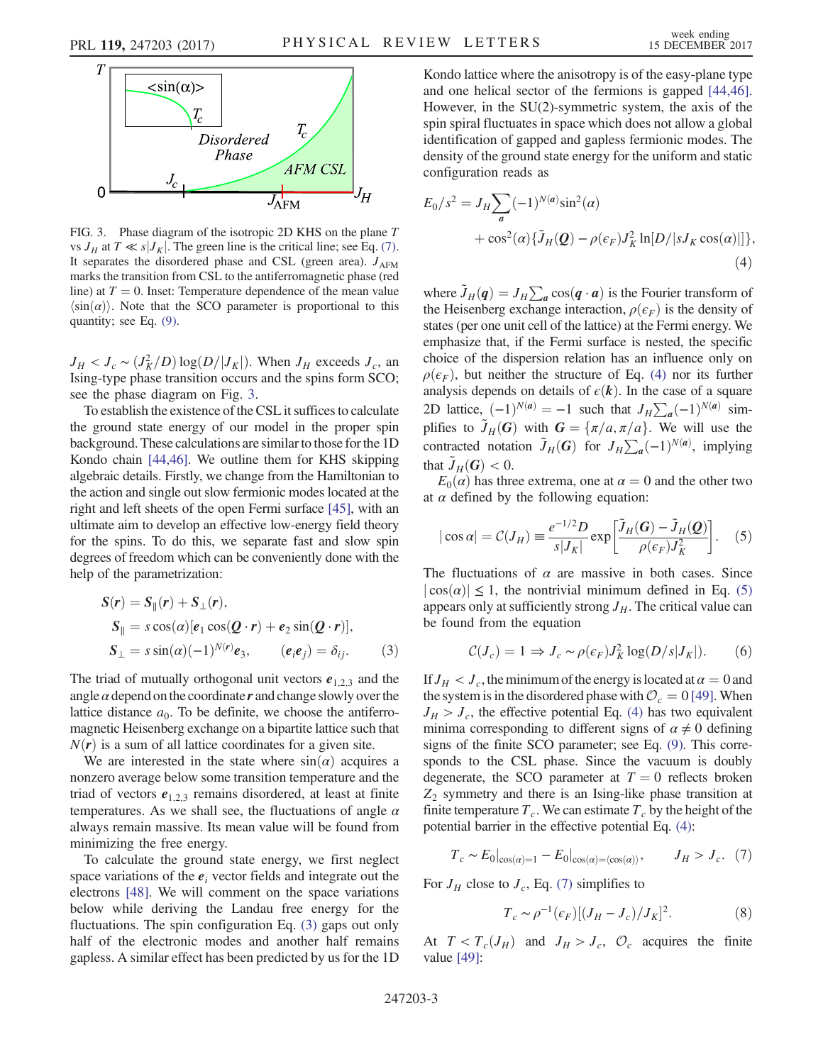FIG. 3. Phase diagram of the isotropic 2D KHS on the plane $T$ vs $J_H$ at $T \ll s|J_K|$. The green line is the critical line; see Eq. (7). It separates the disordered phase and CSL (green area). $J_{\rm AFM}$ marks the transition from CSL to the antiferromagnetic phase (red line) at $T = 0$. Inset: Temperature dependence of the mean value $\langle \sin(\alpha) \rangle$. Note that the SCO parameter is proportional to this quantity; see Eq. (9).

$J_H < J_c \sim (J_K^2/D) \log(D/|J_K|)$. When $J_H$ exceeds $J_c$, an Ising-type phase transition occurs and the spins form SCO; see the phase diagram on Fig. 3.

To establish the existence of the CSL it suffices to calculate the ground state energy of our model in the proper spin background. These calculations are similar to those for the 1D Kondo chain [44,46]. We outline them for KHS skipping algebraic details. Firstly, we change from the Hamiltonian to the action and single out slow fermionic modes located at the right and left sheets of the open Fermi surface [45], with an ultimate aim to develop an effective low-energy field theory for the spins. To do this, we separate fast and slow spin degrees of freedom which can be conveniently done with the help of the parametrization:

$$
\begin{aligned}
\boldsymbol{S}(\boldsymbol{r}) &= \boldsymbol{S}_{\parallel}(\boldsymbol{r}) + \boldsymbol{S}_{\perp}(\boldsymbol{r}),\\
\boldsymbol{S}_{\parallel} &= s\cos(\alpha)[\boldsymbol{e}_1 \cos(\boldsymbol{Q}\cdot\boldsymbol{r}) + \boldsymbol{e}_2 \sin(\boldsymbol{Q}\cdot\boldsymbol{r})],\\
\boldsymbol{S}_{\perp} &= s\sin(\alpha)(-1)^{N(\boldsymbol{r})}\boldsymbol{e}_3, \qquad (\boldsymbol{e}_i \boldsymbol{e}_j) = \delta_{ij}.
\end{aligned}
\tag{3}
$$

The triad of mutually orthogonal unit vectors $\boldsymbol{e}_{1,2,3}$ and the angle $\alpha$ depend on the coordinate $\boldsymbol{r}$ and change slowly over the lattice distance $a_0$. To be definite, we choose the antiferromagnetic Heisenberg exchange on a bipartite lattice such that $N(\boldsymbol{r})$ is a sum of all lattice coordinates for a given site.

We are interested in the state where $\sin(\alpha)$ acquires a nonzero average below some transition temperature and the triad of vectors $\boldsymbol{e}_{1,2,3}$ remains disordered, at least at finite temperatures. As we shall see, the fluctuations of angle $\alpha$ always remain massive. Its mean value will be found from minimizing the free energy.

To calculate the ground state energy, we first neglect space variations of the $\boldsymbol{e}_i$ vector fields and integrate out the electrons [48]. We will comment on the space variations below while deriving the Landau free energy for the fluctuations. The spin configuration Eq. (3) gaps out only half of the electronic modes and another half remains gapless. A similar effect has been predicted by us for the 1D Kondo lattice where the anisotropy is of the easy-plane type and one helical sector of the fermions is gapped [44,46]. However, in the SU(2)-symmetric system, the axis of the spin spiral fluctuates in space which does not allow a global identification of gapped and gapless fermionic modes. The density of the ground state energy for the uniform and static configuration reads as

$$
\begin{aligned}
E_0/s^2 = {} & J_H \sum_{\boldsymbol{a}} (-1)^{N(\boldsymbol{a})} \sin^2(\alpha)\\
& + \cos^2(\alpha)\{\tilde{J}_H(\boldsymbol{Q}) - \rho(\epsilon_F) J_K^2 \ln[D/|sJ_K \cos(\alpha)|]\},
\end{aligned}
\tag{4}
$$

where $\tilde{J}_H(\boldsymbol{q}) = J_H \sum_{\boldsymbol{a}} \cos(\boldsymbol{q}\cdot\boldsymbol{a})$ is the Fourier transform of the Heisenberg exchange interaction, $\rho(\epsilon_F)$ is the density of states (per one unit cell of the lattice) at the Fermi energy. We emphasize that, if the Fermi surface is nested, the specific choice of the dispersion relation has an influence only on $\rho(\epsilon_F)$, but neither the structure of Eq. (4) nor its further analysis depends on details of $\epsilon(\boldsymbol{k})$. In the case of a square 2D lattice, $(-1)^{N(\boldsymbol{a})} = -1$ such that $J_H \sum_{\boldsymbol{a}} (-1)^{N(\boldsymbol{a})}$ simplifies to $\tilde{J}_H(\boldsymbol{G})$ with $\boldsymbol{G} = \{\pi/a, \pi/a\}$. We will use the contracted notation $\tilde{J}_H(\boldsymbol{G})$ for $J_H \sum_{\boldsymbol{a}} (-1)^{N(\boldsymbol{a})}$, implying that $\tilde{J}_H(\boldsymbol{G}) < 0$.

$E_0(\alpha)$ has three extrema, one at $\alpha = 0$ and the other two at $\alpha$ defined by the following equation:

$$
|\cos\alpha| = \mathcal{C}(J_H) \equiv \frac{e^{-1/2} D}{s|J_K|} \exp\left[\frac{\tilde{J}_H(\boldsymbol{G}) - \tilde{J}_H(\boldsymbol{Q})}{\rho(\epsilon_F) J_K^2}\right]. \tag{5}
$$

The fluctuations of $\alpha$ are massive in both cases. Since $|\cos(\alpha)| \leq 1$, the nontrivial minimum defined in Eq. (5) appears only at sufficiently strong $J_H$. The critical value can be found from the equation

$$
\mathcal{C}(J_c) = 1 \Rightarrow J_c \sim \rho(\epsilon_F) J_K^2 \log(D/s|J_K|). \tag{6}
$$

If $J_H < J_c$, the minimum of the energy is located at $\alpha = 0$ and the system is in the disordered phase with $\mathcal{O}_c = 0$ [49]. When $J_H > J_c$, the effective potential Eq. (4) has two equivalent minima corresponding to different signs of $\alpha \neq 0$ defining signs of the finite SCO parameter; see Eq. (9). This corresponds to the CSL phase. Since the vacuum is doubly degenerate, the SCO parameter at $T = 0$ reflects broken $Z_2$ symmetry and there is an Ising-like phase transition at finite temperature $T_c$. We can estimate $T_c$ by the height of the potential barrier in the effective potential Eq. (4):

$$
T_c \sim E_0|_{\cos(\alpha)=1} - E_0|_{\cos(\alpha)=\langle\cos(\alpha)\rangle}, \qquad J_H > J_c. \tag{7}
$$

For $J_H$ close to $J_c$, Eq. (7) simplifies to

$$
T_c \sim \rho^{-1}(\epsilon_F)[(J_H - J_c)/J_K]^2. \tag{8}
$$

At $T < T_c(J_H)$ and $J_H > J_c$, $\mathcal{O}_c$ acquires the finite value [49]: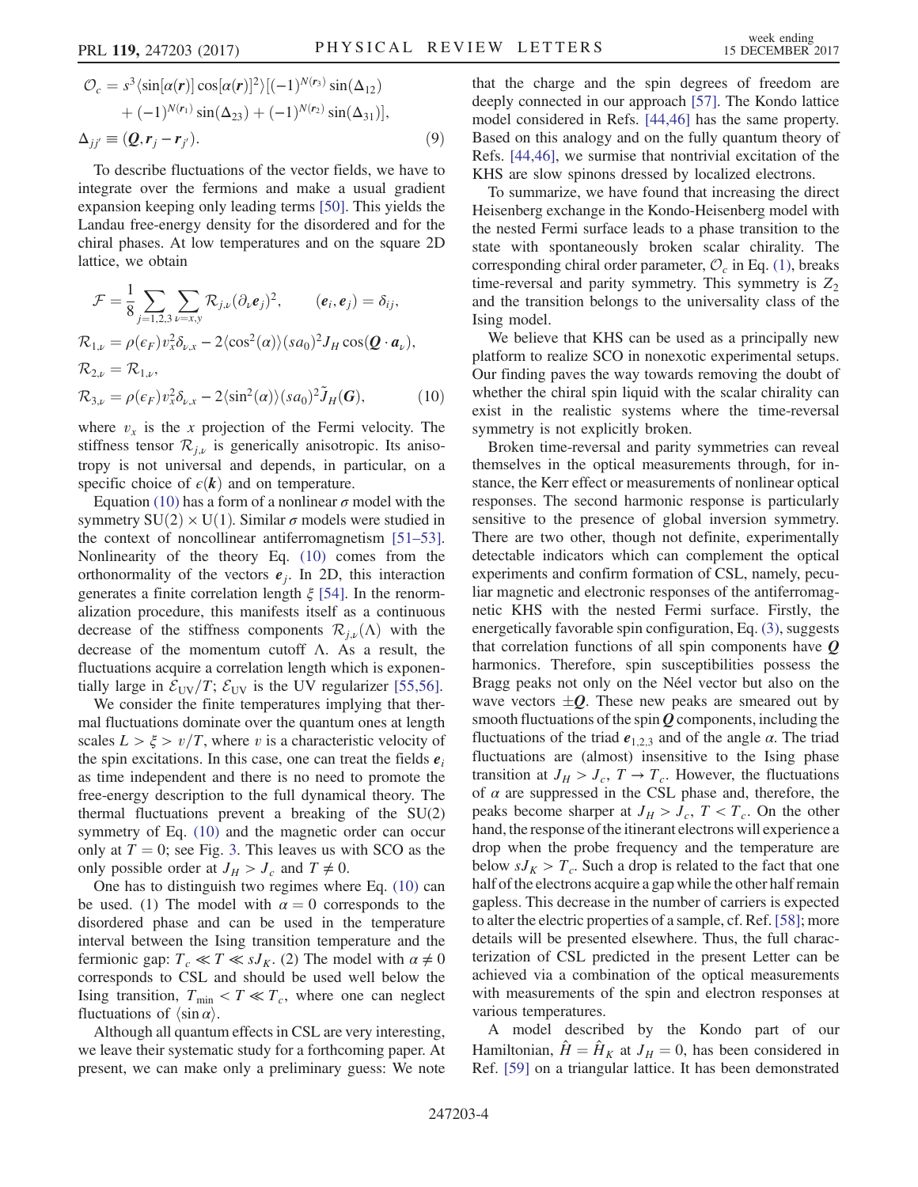$$
\begin{aligned}
\mathcal{O}_c &= s^3\langle \sin[\alpha(\boldsymbol{r})]\cos[\alpha(\boldsymbol{r})]^2\rangle[(-1)^{N(\boldsymbol{r}_3)}\sin(\Delta_{12}) \\
&\quad + (-1)^{N(\boldsymbol{r}_1)}\sin(\Delta_{23}) + (-1)^{N(\boldsymbol{r}_2)}\sin(\Delta_{31})], \\
\Delta_{jj'} &\equiv (\boldsymbol{Q}, \boldsymbol{r}_j - \boldsymbol{r}_{j'}).
\end{aligned} \tag{9}
$$

To describe fluctuations of the vector fields, we have to integrate over the fermions and make a usual gradient expansion keeping only leading terms [50]. This yields the Landau free-energy density for the disordered and for the chiral phases. At low temperatures and on the square 2D lattice, we obtain

$$
\begin{aligned}
\mathcal{F} &= \frac{1}{8}\sum_{j=1,2,3}\sum_{\nu=x,y}\mathcal{R}_{j,\nu}(\partial_\nu \boldsymbol{e}_j)^2, \qquad (\boldsymbol{e}_i, \boldsymbol{e}_j) = \delta_{ij}, \\
\mathcal{R}_{1,\nu} &= \rho(\epsilon_F)v_x^2\delta_{\nu,x} - 2\langle\cos^2(\alpha)\rangle(sa_0)^2 J_H \cos(\boldsymbol{Q}\cdot\boldsymbol{a}_\nu), \\
\mathcal{R}_{2,\nu} &= \mathcal{R}_{1,\nu}, \\
\mathcal{R}_{3,\nu} &= \rho(\epsilon_F)v_x^2\delta_{\nu,x} - 2\langle\sin^2(\alpha)\rangle(sa_0)^2\tilde{J}_H(\boldsymbol{G}),
\end{aligned} \tag{10}
$$

where $v_x$ is the $x$ projection of the Fermi velocity. The stiffness tensor $\mathcal{R}_{j,\nu}$ is generically anisotropic. Its anisotropy is not universal and depends, in particular, on a specific choice of $\epsilon(\boldsymbol{k})$ and on temperature.

Equation (10) has a form of a nonlinear $\sigma$ model with the symmetry $SU(2)\times U(1)$. Similar $\sigma$ models were studied in the context of noncollinear antiferromagnetism [51–53]. Nonlinearity of the theory Eq. (10) comes from the orthonormality of the vectors $\boldsymbol{e}_j$. In 2D, this interaction generates a finite correlation length $\xi$ [54]. In the renormalization procedure, this manifests itself as a continuous decrease of the stiffness components $\mathcal{R}_{j,\nu}(\Lambda)$ with the decrease of the momentum cutoff $\Lambda$. As a result, the fluctuations acquire a correlation length which is exponentially large in $\mathcal{E}_{\mathrm{UV}}/T$; $\mathcal{E}_{\mathrm{UV}}$ is the UV regularizer [55,56].

We consider the finite temperatures implying that thermal fluctuations dominate over the quantum ones at length scales $L > \xi > v/T$, where $v$ is a characteristic velocity of the spin excitations. In this case, one can treat the fields $\boldsymbol{e}_i$ as time independent and there is no need to promote the free-energy description to the full dynamical theory. The thermal fluctuations prevent a breaking of the SU(2) symmetry of Eq. (10) and the magnetic order can occur only at $T = 0$; see Fig. 3. This leaves us with SCO as the only possible order at $J_H > J_c$ and $T \neq 0$.

One has to distinguish two regimes where Eq. (10) can be used. (1) The model with $\alpha = 0$ corresponds to the disordered phase and can be used in the temperature interval between the Ising transition temperature and the fermionic gap: $T_c \ll T \ll sJ_K$. (2) The model with $\alpha \neq 0$ corresponds to CSL and should be used well below the Ising transition, $T_{\min} < T \ll T_c$, where one can neglect fluctuations of $\langle \sin\alpha\rangle$.

Although all quantum effects in CSL are very interesting, we leave their systematic study for a forthcoming paper. At present, we can make only a preliminary guess: We note that the charge and the spin degrees of freedom are deeply connected in our approach [57]. The Kondo lattice model considered in Refs. [44,46] has the same property. Based on this analogy and on the fully quantum theory of Refs. [44,46], we surmise that nontrivial excitation of the KHS are slow spinons dressed by localized electrons.

To summarize, we have found that increasing the direct Heisenberg exchange in the Kondo-Heisenberg model with the nested Fermi surface leads to a phase transition to the state with spontaneously broken scalar chirality. The corresponding chiral order parameter, $\mathcal{O}_c$ in Eq. (1), breaks time-reversal and parity symmetry. This symmetry is $Z_2$ and the transition belongs to the universality class of the Ising model.

We believe that KHS can be used as a principally new platform to realize SCO in nonexotic experimental setups. Our finding paves the way towards removing the doubt of whether the chiral spin liquid with the scalar chirality can exist in the realistic systems where the time-reversal symmetry is not explicitly broken.

Broken time-reversal and parity symmetries can reveal themselves in the optical measurements through, for instance, the Kerr effect or measurements of nonlinear optical responses. The second harmonic response is particularly sensitive to the presence of global inversion symmetry. There are two other, though not definite, experimentally detectable indicators which can complement the optical experiments and confirm formation of CSL, namely, peculiar magnetic and electronic responses of the antiferromagnetic KHS with the nested Fermi surface. Firstly, the energetically favorable spin configuration, Eq. (3), suggests that correlation functions of all spin components have $\boldsymbol{Q}$ harmonics. Therefore, spin susceptibilities possess the Bragg peaks not only on the Néel vector but also on the wave vectors $\pm\boldsymbol{Q}$. These new peaks are smeared out by smooth fluctuations of the spin $\boldsymbol{Q}$ components, including the fluctuations of the triad $\boldsymbol{e}_{1,2,3}$ and of the angle $\alpha$. The triad fluctuations are (almost) insensitive to the Ising phase transition at $J_H > J_c$, $T \to T_c$. However, the fluctuations of $\alpha$ are suppressed in the CSL phase and, therefore, the peaks become sharper at $J_H > J_c$, $T < T_c$. On the other hand, the response of the itinerant electrons will experience a drop when the probe frequency and the temperature are below $sJ_K > T_c$. Such a drop is related to the fact that one half of the electrons acquire a gap while the other half remain gapless. This decrease in the number of carriers is expected to alter the electric properties of a sample, cf. Ref. [58]; more details will be presented elsewhere. Thus, the full characterization of CSL predicted in the present Letter can be achieved via a combination of the optical measurements with measurements of the spin and electron responses at various temperatures.

A model described by the Kondo part of our Hamiltonian, $\hat{H} = \hat{H}_K$ at $J_H = 0$, has been considered in Ref. [59] on a triangular lattice. It has been demonstrated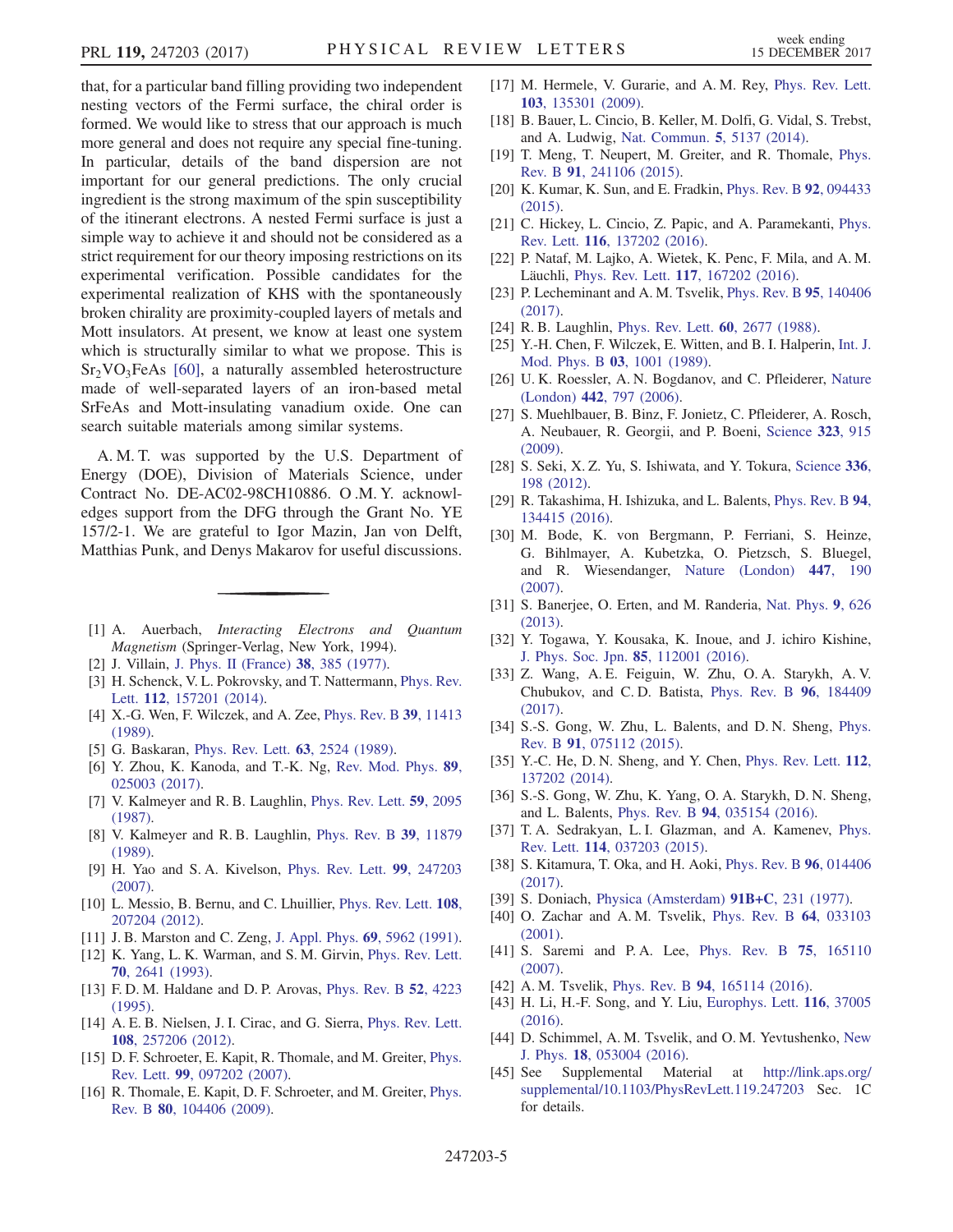that, for a particular band filling providing two independent nesting vectors of the Fermi surface, the chiral order is formed. We would like to stress that our approach is much more general and does not require any special fine-tuning. In particular, details of the band dispersion are not important for our general predictions. The only crucial ingredient is the strong maximum of the spin susceptibility of the itinerant electrons. A nested Fermi surface is just a simple way to achieve it and should not be considered as a strict requirement for our theory imposing restrictions on its experimental verification. Possible candidates for the experimental realization of KHS with the spontaneously broken chirality are proximity-coupled layers of metals and Mott insulators. At present, we know at least one system which is structurally similar to what we propose. This is $Sr_2VO_3FeAs$ [60], a naturally assembled heterostructure made of well-separated layers of an iron-based metal SrFeAs and Mott-insulating vanadium oxide. One can search suitable materials among similar systems.

A. M. T. was supported by the U.S. Department of Energy (DOE), Division of Materials Science, under Contract No. DE-AC02-98CH10886. O .M. Y. acknowledges support from the DFG through the Grant No. YE 157/2-1. We are grateful to Igor Mazin, Jan von Delft, Matthias Punk, and Denys Makarov for useful discussions.

---

[1] A. Auerbach, *Interacting Electrons and Quantum Magnetism* (Springer-Verlag, New York, 1994).

[2] J. Villain, J. Phys. II (France) **38**, 385 (1977).

[3] H. Schenck, V. L. Pokrovsky, and T. Nattermann, Phys. Rev. Lett. **112**, 157201 (2014).

[4] X.-G. Wen, F. Wilczek, and A. Zee, Phys. Rev. B **39**, 11413 (1989).

[5] G. Baskaran, Phys. Rev. Lett. **63**, 2524 (1989).

[6] Y. Zhou, K. Kanoda, and T.-K. Ng, Rev. Mod. Phys. **89**, 025003 (2017).

[7] V. Kalmeyer and R. B. Laughlin, Phys. Rev. Lett. **59**, 2095 (1987).

[8] V. Kalmeyer and R. B. Laughlin, Phys. Rev. B **39**, 11879 (1989).

[9] H. Yao and S. A. Kivelson, Phys. Rev. Lett. **99**, 247203 (2007).

[10] L. Messio, B. Bernu, and C. Lhuillier, Phys. Rev. Lett. **108**, 207204 (2012).

[11] J. B. Marston and C. Zeng, J. Appl. Phys. **69**, 5962 (1991).

[12] K. Yang, L. K. Warman, and S. M. Girvin, Phys. Rev. Lett. **70**, 2641 (1993).

[13] F. D. M. Haldane and D. P. Arovas, Phys. Rev. B **52**, 4223 (1995).

[14] A. E. B. Nielsen, J. I. Cirac, and G. Sierra, Phys. Rev. Lett. **108**, 257206 (2012).

[15] D. F. Schroeter, E. Kapit, R. Thomale, and M. Greiter, Phys. Rev. Lett. **99**, 097202 (2007).

[16] R. Thomale, E. Kapit, D. F. Schroeter, and M. Greiter, Phys. Rev. B **80**, 104406 (2009).

[17] M. Hermele, V. Gurarie, and A. M. Rey, Phys. Rev. Lett. **103**, 135301 (2009).

[18] B. Bauer, L. Cincio, B. Keller, M. Dolfi, G. Vidal, S. Trebst, and A. Ludwig, Nat. Commun. **5**, 5137 (2014).

[19] T. Meng, T. Neupert, M. Greiter, and R. Thomale, Phys. Rev. B **91**, 241106 (2015).

[20] K. Kumar, K. Sun, and E. Fradkin, Phys. Rev. B **92**, 094433 (2015).

[21] C. Hickey, L. Cincio, Z. Papic, and A. Paramekanti, Phys. Rev. Lett. **116**, 137202 (2016).

[22] P. Nataf, M. Lajko, A. Wietek, K. Penc, F. Mila, and A. M. Läuchli, Phys. Rev. Lett. **117**, 167202 (2016).

[23] P. Lecheminant and A. M. Tsvelik, Phys. Rev. B **95**, 140406 (2017).

[24] R. B. Laughlin, Phys. Rev. Lett. **60**, 2677 (1988).

[25] Y.-H. Chen, F. Wilczek, E. Witten, and B. I. Halperin, Int. J. Mod. Phys. B **03**, 1001 (1989).

[26] U. K. Roessler, A. N. Bogdanov, and C. Pfleiderer, Nature (London) **442**, 797 (2006).

[27] S. Muehlbauer, B. Binz, F. Jonietz, C. Pfleiderer, A. Rosch, A. Neubauer, R. Georgii, and P. Boeni, Science **323**, 915 (2009).

[28] S. Seki, X. Z. Yu, S. Ishiwata, and Y. Tokura, Science **336**, 198 (2012).

[29] R. Takashima, H. Ishizuka, and L. Balents, Phys. Rev. B **94**, 134415 (2016).

[30] M. Bode, K. von Bergmann, P. Ferriani, S. Heinze, G. Bihlmayer, A. Kubetzka, O. Pietzsch, S. Bluegel, and R. Wiesendanger, Nature (London) **447**, 190 (2007).

[31] S. Banerjee, O. Erten, and M. Randeria, Nat. Phys. **9**, 626 (2013).

[32] Y. Togawa, Y. Kousaka, K. Inoue, and J. ichiro Kishine, J. Phys. Soc. Jpn. **85**, 112001 (2016).

[33] Z. Wang, A. E. Feiguin, W. Zhu, O. A. Starykh, A. V. Chubukov, and C. D. Batista, Phys. Rev. B **96**, 184409 (2017).

[34] S.-S. Gong, W. Zhu, L. Balents, and D. N. Sheng, Phys. Rev. B **91**, 075112 (2015).

[35] Y.-C. He, D. N. Sheng, and Y. Chen, Phys. Rev. Lett. **112**, 137202 (2014).

[36] S.-S. Gong, W. Zhu, K. Yang, O. A. Starykh, D. N. Sheng, and L. Balents, Phys. Rev. B **94**, 035154 (2016).

[37] T. A. Sedrakyan, L. I. Glazman, and A. Kamenev, Phys. Rev. Lett. **114**, 037203 (2015).

[38] S. Kitamura, T. Oka, and H. Aoki, Phys. Rev. B **96**, 014406 (2017).

[39] S. Doniach, Physica (Amsterdam) **91B+C**, 231 (1977).

[40] O. Zachar and A. M. Tsvelik, Phys. Rev. B **64**, 033103 (2001).

[41] S. Saremi and P. A. Lee, Phys. Rev. B **75**, 165110 (2007).

[42] A. M. Tsvelik, Phys. Rev. B **94**, 165114 (2016).

[43] H. Li, H.-F. Song, and Y. Liu, Europhys. Lett. **116**, 37005 (2016).

[44] D. Schimmel, A. M. Tsvelik, and O. M. Yevtushenko, New J. Phys. **18**, 053004 (2016).

[45] See Supplemental Material at http://link.aps.org/supplemental/10.1103/PhysRevLett.119.247203 Sec. 1C for details.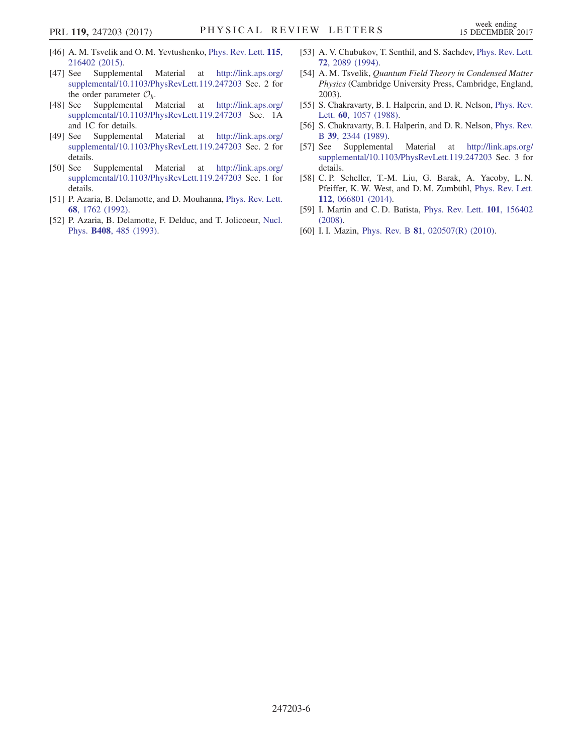[46] A. M. Tsvelik and O. M. Yevtushenko, Phys. Rev. Lett. **115**, 216402 (2015).

[47] See Supplemental Material at http://link.aps.org/supplemental/10.1103/PhysRevLett.119.247203 Sec. 2 for the order parameter $\mathcal{O}_h$.

[48] See Supplemental Material at http://link.aps.org/supplemental/10.1103/PhysRevLett.119.247203 Sec. 1A and 1C for details.

[49] See Supplemental Material at http://link.aps.org/supplemental/10.1103/PhysRevLett.119.247203 Sec. 2 for details.

[50] See Supplemental Material at http://link.aps.org/supplemental/10.1103/PhysRevLett.119.247203 Sec. 1 for details.

[51] P. Azaria, B. Delamotte, and D. Mouhanna, Phys. Rev. Lett. **68**, 1762 (1992).

[52] P. Azaria, B. Delamotte, F. Delduc, and T. Jolicoeur, Nucl. Phys. **B408**, 485 (1993).

[53] A. V. Chubukov, T. Senthil, and S. Sachdev, Phys. Rev. Lett. **72**, 2089 (1994).

[54] A. M. Tsvelik, *Quantum Field Theory in Condensed Matter Physics* (Cambridge University Press, Cambridge, England, 2003).

[55] S. Chakravarty, B. I. Halperin, and D. R. Nelson, Phys. Rev. Lett. **60**, 1057 (1988).

[56] S. Chakravarty, B. I. Halperin, and D. R. Nelson, Phys. Rev. B **39**, 2344 (1989).

[57] See Supplemental Material at http://link.aps.org/supplemental/10.1103/PhysRevLett.119.247203 Sec. 3 for details.

[58] C. P. Scheller, T.-M. Liu, G. Barak, A. Yacoby, L. N. Pfeiffer, K. W. West, and D. M. Zumbühl, Phys. Rev. Lett. **112**, 066801 (2014).

[59] I. Martin and C. D. Batista, Phys. Rev. Lett. **101**, 156402 (2008).

[60] I. I. Mazin, Phys. Rev. B **81**, 020507(R) (2010).